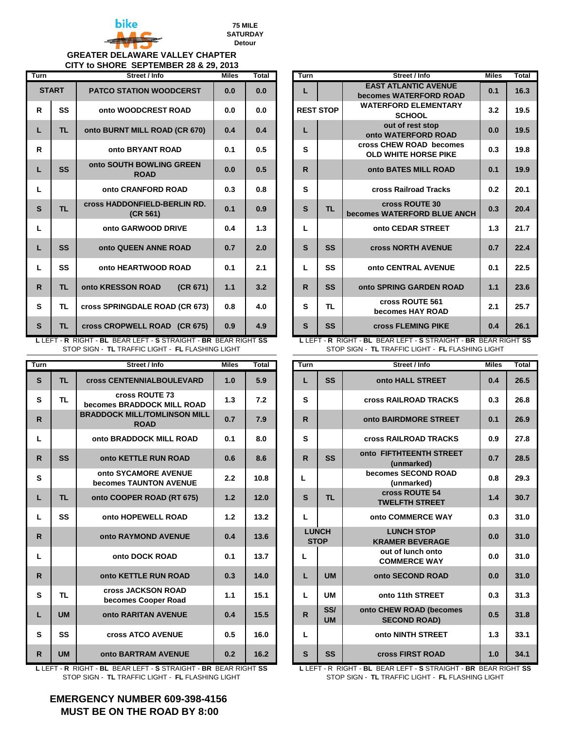75 MILE
SATURDAY
Detour

## GREATER DELAWARE VALLEY CHAPTER
## CITY to SHORE SEPTEMBER 28 & 29, 2013

| Turn | | Street / Info | Miles | Total |
|---|---|---|---|---|
| START | | PATCO STATION WOODCERST | 0.0 | 0.0 |
| R | SS | onto WOODCREST ROAD | 0.0 | 0.0 |
| L | TL | onto BURNT MILL ROAD (CR 670) | 0.4 | 0.4 |
| R | | onto BRYANT ROAD | 0.1 | 0.5 |
| L | SS | onto SOUTH BOWLING GREEN ROAD | 0.0 | 0.5 |
| L | | onto CRANFORD ROAD | 0.3 | 0.8 |
| S | TL | cross HADDONFIELD-BERLIN RD. (CR 561) | 0.1 | 0.9 |
| L | | onto GARWOOD DRIVE | 0.4 | 1.3 |
| L | SS | onto QUEEN ANNE ROAD | 0.7 | 2.0 |
| L | SS | onto HEARTWOOD ROAD | 0.1 | 2.1 |
| R | TL | onto KRESSON ROAD (CR 671) | 1.1 | 3.2 |
| S | TL | cross SPRINGDALE ROAD (CR 673) | 0.8 | 4.0 |
| S | TL | cross CROPWELL ROAD (CR 675) | 0.9 | 4.9 |

**L** LEFT - **R** RIGHT - **BL** BEAR LEFT - **S** STRAIGHT - **BR** BEAR RIGHT **SS** STOP SIGN - **TL** TRAFFIC LIGHT - **FL** FLASHING LIGHT

| Turn | | Street / Info | Miles | Total |
|---|---|---|---|---|
| S | TL | cross CENTENNIALBOULEVARD | 1.0 | 5.9 |
| S | TL | cross ROUTE 73 becomes BRADDOCK MILL ROAD | 1.3 | 7.2 |
| R | | BRADDOCK MILL/TOMLINSON MILL ROAD | 0.7 | 7.9 |
| L | | onto BRADDOCK MILL ROAD | 0.1 | 8.0 |
| R | SS | onto KETTLE RUN ROAD | 0.6 | 8.6 |
| S | | onto SYCAMORE AVENUE becomes TAUNTON AVENUE | 2.2 | 10.8 |
| L | TL | onto COOPER ROAD (RT 675) | 1.2 | 12.0 |
| L | SS | onto HOPEWELL ROAD | 1.2 | 13.2 |
| R | | onto RAYMOND AVENUE | 0.4 | 13.6 |
| L | | onto DOCK ROAD | 0.1 | 13.7 |
| R | | onto KETTLE RUN ROAD | 0.3 | 14.0 |
| S | TL | cross JACKSON ROAD becomes Cooper Road | 1.1 | 15.1 |
| L | UM | onto RARITAN AVENUE | 0.4 | 15.5 |
| S | SS | cross ATCO AVENUE | 0.5 | 16.0 |
| R | UM | onto BARTRAM AVENUE | 0.2 | 16.2 |

**L** LEFT - **R** RIGHT - **BL** BEAR LEFT - **S** STRAIGHT - **BR** BEAR RIGHT **SS** STOP SIGN - **TL** TRAFFIC LIGHT - **FL** FLASHING LIGHT

| Turn | | Street / Info | Miles | Total |
|---|---|---|---|---|
| L | | EAST ATLANTIC AVENUE becomes WATERFORD ROAD | 0.1 | 16.3 |
| REST STOP | | WATERFORD ELEMENTARY SCHOOL | 3.2 | 19.5 |
| L | | out of rest stop onto WATERFORD ROAD | 0.0 | 19.5 |
| S | | cross CHEW ROAD becomes OLD WHITE HORSE PIKE | 0.3 | 19.8 |
| R | | onto BATES MILL ROAD | 0.1 | 19.9 |
| S | | cross Railroad Tracks | 0.2 | 20.1 |
| S | TL | cross ROUTE 30 becomes WATERFORD BLUE ANCH | 0.3 | 20.4 |
| L | | onto CEDAR STREET | 1.3 | 21.7 |
| S | SS | cross NORTH AVENUE | 0.7 | 22.4 |
| L | SS | onto CENTRAL AVENUE | 0.1 | 22.5 |
| R | SS | onto SPRING GARDEN ROAD | 1.1 | 23.6 |
| S | TL | cross ROUTE 561 becomes HAY ROAD | 2.1 | 25.7 |
| S | SS | cross FLEMING PIKE | 0.4 | 26.1 |

**L** LEFT - **R** RIGHT - **BL** BEAR LEFT - **S** STRAIGHT - **BR** BEAR RIGHT **SS** STOP SIGN - **TL** TRAFFIC LIGHT - **FL** FLASHING LIGHT

| Turn | | Street / Info | Miles | Total |
|---|---|---|---|---|
| L | SS | onto HALL STREET | 0.4 | 26.5 |
| S | | cross RAILROAD TRACKS | 0.3 | 26.8 |
| R | | onto BAIRDMORE STREET | 0.1 | 26.9 |
| S | | cross RAILROAD TRACKS | 0.9 | 27.8 |
| R | SS | onto FIFTHTEENTH STREET (unmarked) | 0.7 | 28.5 |
| L | | becomes SECOND ROAD (unmarked) | 0.8 | 29.3 |
| S | TL | cross ROUTE 54 TWELFTH STREET | 1.4 | 30.7 |
| L | | onto COMMERCE WAY | 0.3 | 31.0 |
| LUNCH STOP | | LUNCH STOP KRAMER BEVERAGE | 0.0 | 31.0 |
| L | | out of lunch onto COMMERCE WAY | 0.0 | 31.0 |
| L | UM | onto SECOND ROAD | 0.0 | 31.0 |
| L | UM | onto 11th STREET | 0.3 | 31.3 |
| R | SS/ UM | onto CHEW ROAD (becomes SECOND ROAD) | 0.5 | 31.8 |
| L | | onto NINTH STREET | 1.3 | 33.1 |
| S | SS | cross FIRST ROAD | 1.0 | 34.1 |

**L** LEFT - R RIGHT - **BL** BEAR LEFT - **S** STRAIGHT - **BR** BEAR RIGHT **SS** STOP SIGN - **TL** TRAFFIC LIGHT - **FL** FLASHING LIGHT

**EMERGENCY NUMBER 609-398-4156**
**MUST BE ON THE ROAD BY 8:00**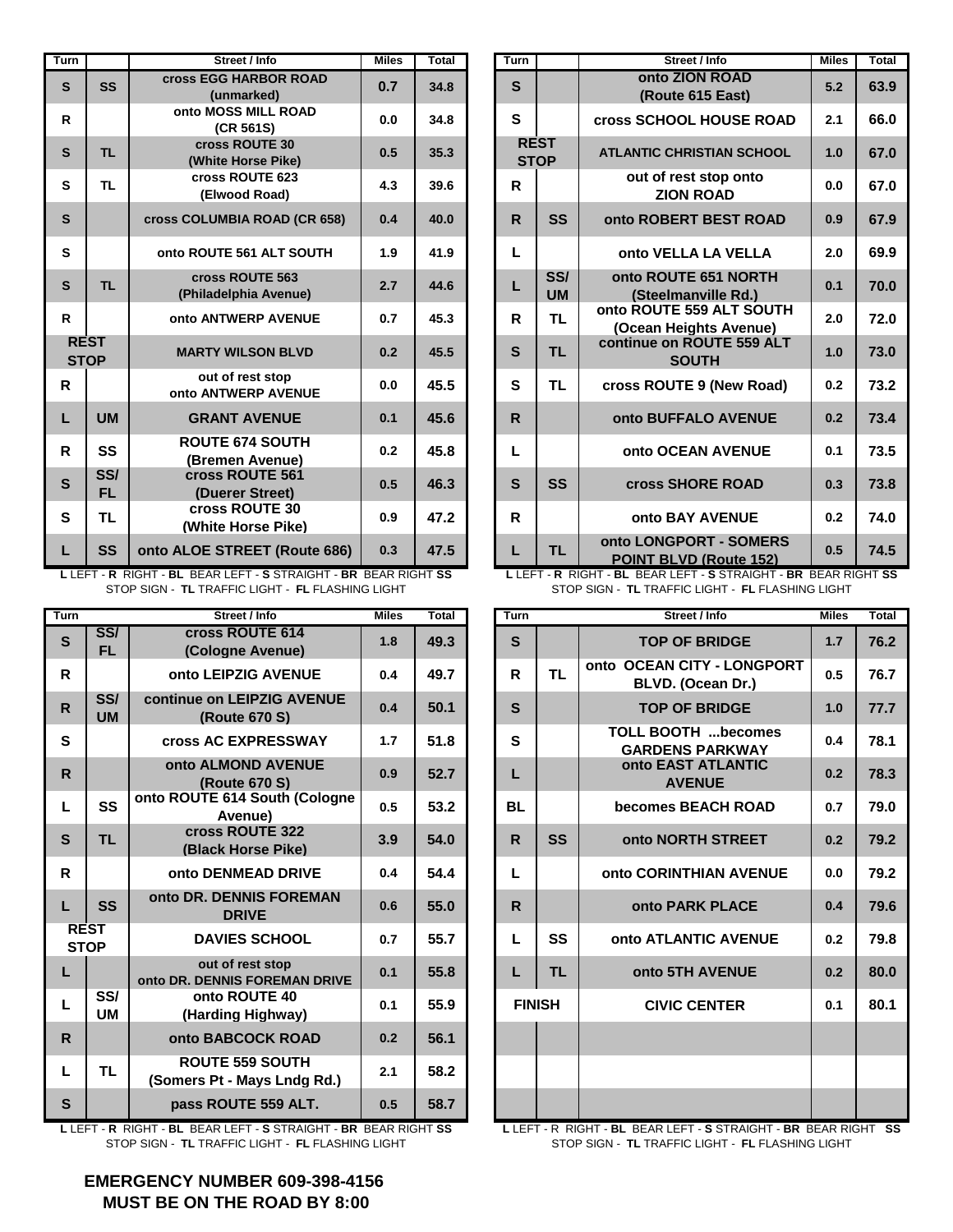| Turn | | Street / Info | Miles | Total |
|---|---|---|---|---|
| S | SS | cross EGG HARBOR ROAD (unmarked) | 0.7 | 34.8 |
| R | | onto MOSS MILL ROAD (CR 561S) | 0.0 | 34.8 |
| S | TL | cross ROUTE 30 (White Horse Pike) | 0.5 | 35.3 |
| S | TL | cross ROUTE 623 (Elwood Road) | 4.3 | 39.6 |
| S | | cross COLUMBIA ROAD (CR 658) | 0.4 | 40.0 |
| S | | onto ROUTE 561 ALT SOUTH | 1.9 | 41.9 |
| S | TL | cross ROUTE 563 (Philadelphia Avenue) | 2.7 | 44.6 |
| R | | onto ANTWERP AVENUE | 0.7 | 45.3 |
| REST STOP | | MARTY WILSON BLVD | 0.2 | 45.5 |
| R | | out of rest stop onto ANTWERP AVENUE | 0.0 | 45.5 |
| L | UM | GRANT AVENUE | 0.1 | 45.6 |
| R | SS | ROUTE 674 SOUTH (Bremen Avenue) | 0.2 | 45.8 |
| S | SS/ FL | cross ROUTE 561 (Duerer Street) | 0.5 | 46.3 |
| S | TL | cross ROUTE 30 (White Horse Pike) | 0.9 | 47.2 |
| L | SS | onto ALOE STREET (Route 686) | 0.3 | 47.5 |

**L** LEFT - **R** RIGHT - **BL** BEAR LEFT - **S** STRAIGHT - **BR** BEAR RIGHT **SS** STOP SIGN - **TL** TRAFFIC LIGHT - **FL** FLASHING LIGHT

| Turn | | Street / Info | Miles | Total |
|---|---|---|---|---|
| S | SS/ FL | cross ROUTE 614 (Cologne Avenue) | 1.8 | 49.3 |
| R | | onto LEIPZIG AVENUE | 0.4 | 49.7 |
| R | SS/ UM | continue on LEIPZIG AVENUE (Route 670 S) | 0.4 | 50.1 |
| S | | cross AC EXPRESSWAY | 1.7 | 51.8 |
| R | | onto ALMOND AVENUE (Route 670 S) | 0.9 | 52.7 |
| L | SS | onto ROUTE 614 South (Cologne Avenue) | 0.5 | 53.2 |
| S | TL | cross ROUTE 322 (Black Horse Pike) | 3.9 | 54.0 |
| R | | onto DENMEAD DRIVE | 0.4 | 54.4 |
| L | SS | onto DR. DENNIS FOREMAN DRIVE | 0.6 | 55.0 |
| REST STOP | | DAVIES SCHOOL | 0.7 | 55.7 |
| L | | out of rest stop onto DR. DENNIS FOREMAN DRIVE | 0.1 | 55.8 |
| L | SS/ UM | onto ROUTE 40 (Harding Highway) | 0.1 | 55.9 |
| R | | onto BABCOCK ROAD | 0.2 | 56.1 |
| L | TL | ROUTE 559 SOUTH (Somers Pt - Mays Lndg Rd.) | 2.1 | 58.2 |
| S | | pass ROUTE 559 ALT. | 0.5 | 58.7 |

**L** LEFT - **R** RIGHT - **BL** BEAR LEFT - **S** STRAIGHT - **BR** BEAR RIGHT **SS** STOP SIGN - **TL** TRAFFIC LIGHT - **FL** FLASHING LIGHT

**EMERGENCY NUMBER 609-398-4156**
**MUST BE ON THE ROAD BY 8:00**

| Turn | | Street / Info | Miles | Total |
|---|---|---|---|---|
| S | | onto ZION ROAD (Route 615 East) | 5.2 | 63.9 |
| S | | cross SCHOOL HOUSE ROAD | 2.1 | 66.0 |
| REST STOP | | ATLANTIC CHRISTIAN SCHOOL | 1.0 | 67.0 |
| R | | out of rest stop onto ZION ROAD | 0.0 | 67.0 |
| R | SS | onto ROBERT BEST ROAD | 0.9 | 67.9 |
| L | | onto VELLA LA VELLA | 2.0 | 69.9 |
| L | SS/ UM | onto ROUTE 651 NORTH (Steelmanville Rd.) | 0.1 | 70.0 |
| R | TL | onto ROUTE 559 ALT SOUTH (Ocean Heights Avenue) | 2.0 | 72.0 |
| S | TL | continue on ROUTE 559 ALT SOUTH | 1.0 | 73.0 |
| S | TL | cross ROUTE 9 (New Road) | 0.2 | 73.2 |
| R | | onto BUFFALO AVENUE | 0.2 | 73.4 |
| L | | onto OCEAN AVENUE | 0.1 | 73.5 |
| S | SS | cross SHORE ROAD | 0.3 | 73.8 |
| R | | onto BAY AVENUE | 0.2 | 74.0 |
| L | TL | onto LONGPORT - SOMERS POINT BLVD (Route 152) | 0.5 | 74.5 |

**L** LEFT - **R** RIGHT - **BL** BEAR LEFT - **S** STRAIGHT - **BR** BEAR RIGHT **SS** STOP SIGN - **TL** TRAFFIC LIGHT - **FL** FLASHING LIGHT

| Turn | | Street / Info | Miles | Total |
|---|---|---|---|---|
| S | | TOP OF BRIDGE | 1.7 | 76.2 |
| R | TL | onto OCEAN CITY - LONGPORT BLVD. (Ocean Dr.) | 0.5 | 76.7 |
| S | | TOP OF BRIDGE | 1.0 | 77.7 |
| S | | TOLL BOOTH ...becomes GARDENS PARKWAY | 0.4 | 78.1 |
| L | | onto EAST ATLANTIC AVENUE | 0.2 | 78.3 |
| BL | | becomes BEACH ROAD | 0.7 | 79.0 |
| R | SS | onto NORTH STREET | 0.2 | 79.2 |
| L | | onto CORINTHIAN AVENUE | 0.0 | 79.2 |
| R | | onto PARK PLACE | 0.4 | 79.6 |
| L | SS | onto ATLANTIC AVENUE | 0.2 | 79.8 |
| L | TL | onto 5TH AVENUE | 0.2 | 80.0 |
| FINISH | | CIVIC CENTER | 0.1 | 80.1 |
| | | | | |
| | | | | |
| | | | | |

**L** LEFT - R RIGHT - **BL** BEAR LEFT - **S** STRAIGHT - **BR** BEAR RIGHT **SS** STOP SIGN - **TL** TRAFFIC LIGHT - **FL** FLASHING LIGHT